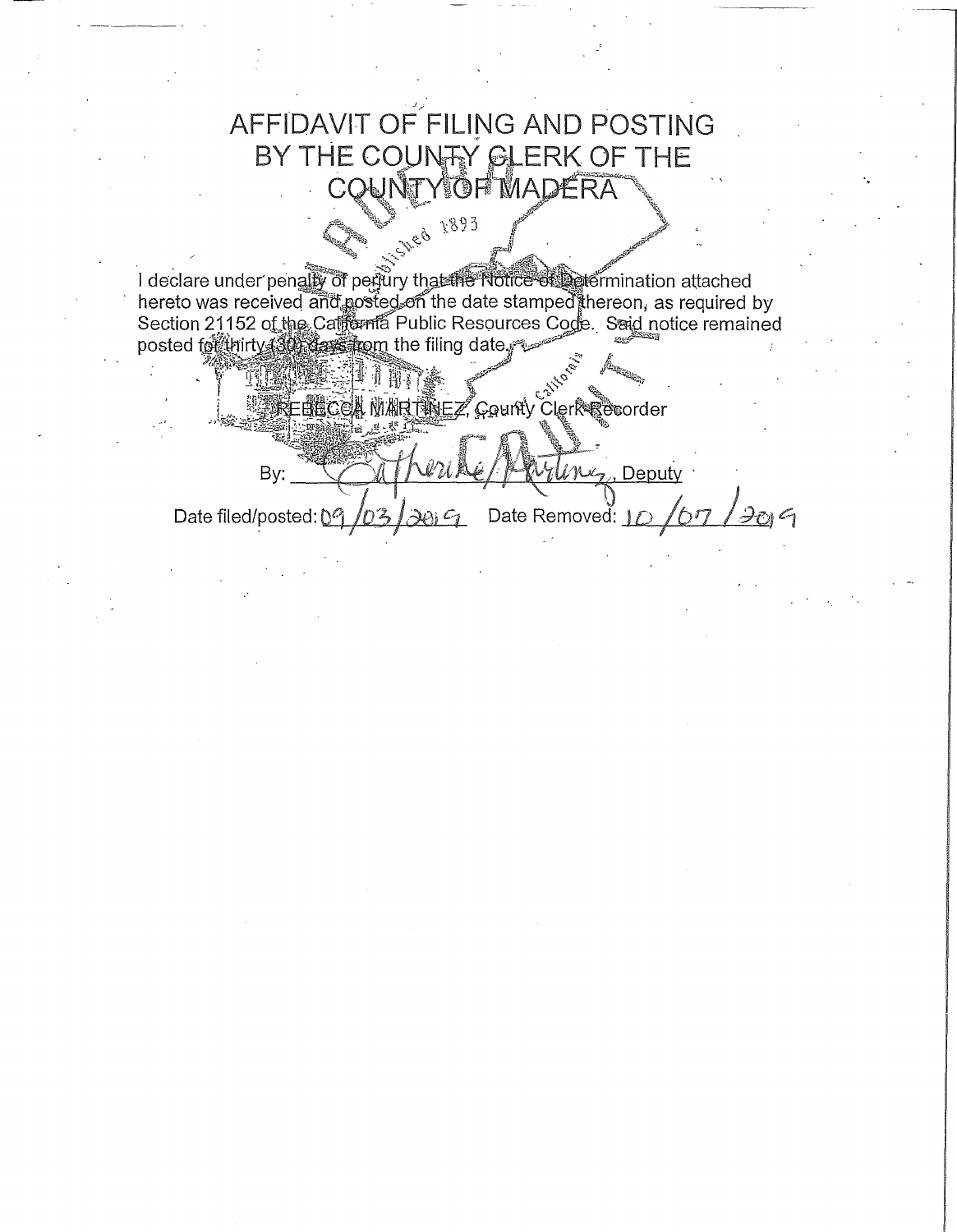# AFFIDAVIT OF FILING AND POSTING BY THE COUNTY CLERK OF THE COUNTY OF MADERA

I declare under penalty of perjury that the Notice of Determination attached hereto was received and posted on the date stamped thereon, as required by Section 21152 of the California Public Resources Code. Said notice remained posted for thirty (30) days from the filing date.

REBECCA MARTINEZ, County Clerk-Recorder

By: Catherine Martinez, Deputy

Date filed/posted: 09/03/2019 Date Removed: 10/07/2019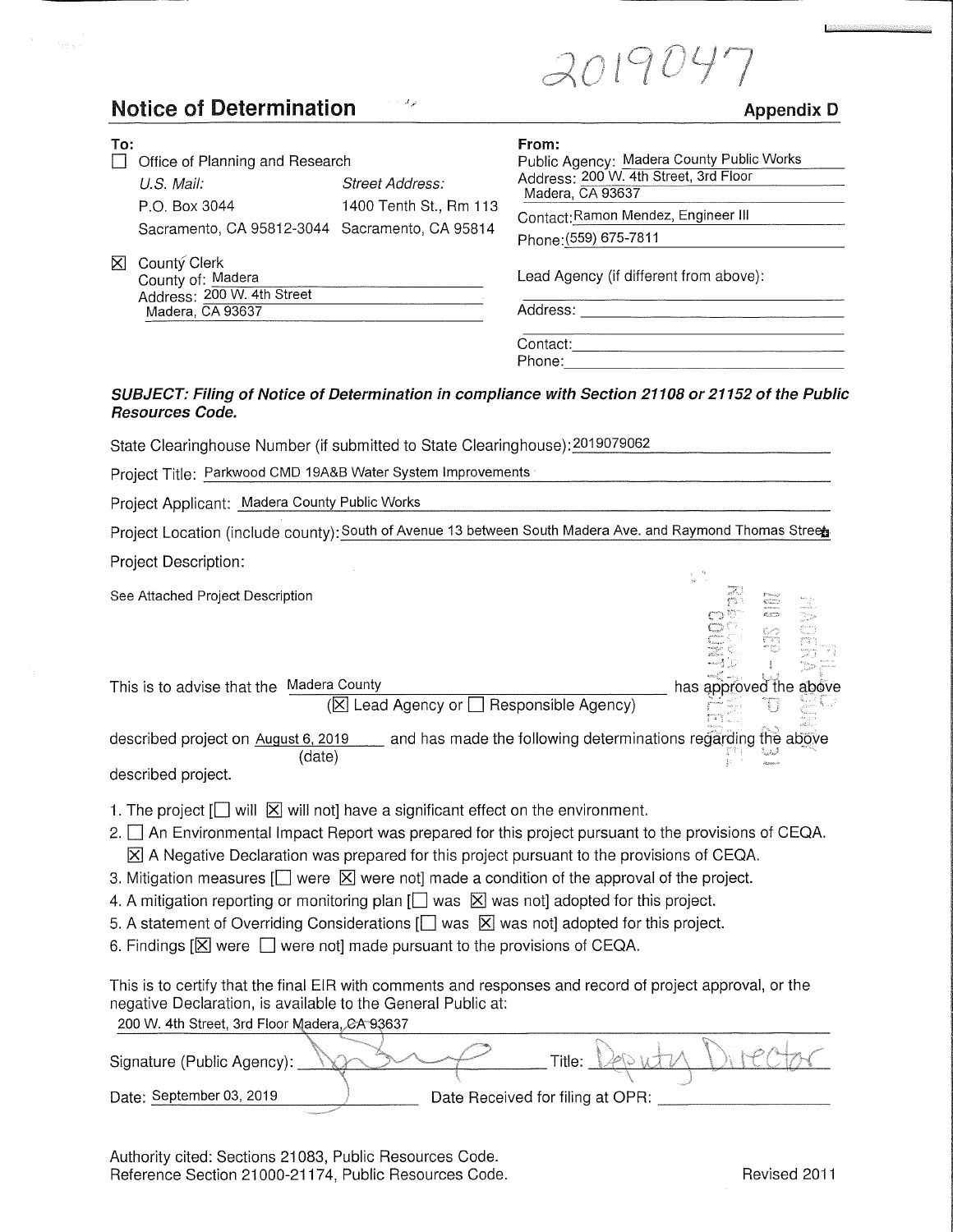2019047

# Notice of Determination

**Appendix D**

**To:**

☐ Office of Planning and Research

*U.S. Mail:* P.O. Box 3044, Sacramento, CA 95812-3044

*Street Address:* 1400 Tenth St., Rm 113, Sacramento, CA 95814

☒ County Clerk
County of: Madera
Address: 200 W. 4th Street
Madera, CA 93637

**From:**

Public Agency: Madera County Public Works
Address: 200 W. 4th Street, 3rd Floor
Madera, CA 93637
Contact: Ramon Mendez, Engineer III
Phone: (559) 675-7811

Lead Agency (if different from above):

Address:

Contact:
Phone:

***SUBJECT: Filing of Notice of Determination in compliance with Section 21108 or 21152 of the Public Resources Code.***

State Clearinghouse Number (if submitted to State Clearinghouse): 2019079062

Project Title: Parkwood CMD 19A&B Water System Improvements

Project Applicant: Madera County Public Works

Project Location (include county): South of Avenue 13 between South Madera Ave. and Raymond Thomas Street

Project Description:

See Attached Project Description

FILED MADERA COUNTY
2019 SEP -3 P 2:31
RECEIVED COUNTY CLERK

This is to advise that the Madera County (☒ Lead Agency or ☐ Responsible Agency) has approved the above described project on August 6, 2019 (date) and has made the following determinations regarding the above described project.

1. The project [☐ will ☒ will not] have a significant effect on the environment.
2. ☐ An Environmental Impact Report was prepared for this project pursuant to the provisions of CEQA.
   ☒ A Negative Declaration was prepared for this project pursuant to the provisions of CEQA.
3. Mitigation measures [☐ were ☒ were not] made a condition of the approval of the project.
4. A mitigation reporting or monitoring plan [☐ was ☒ was not] adopted for this project.
5. A statement of Overriding Considerations [☐ was ☒ was not] adopted for this project.
6. Findings [☒ were ☐ were not] made pursuant to the provisions of CEQA.

This is to certify that the final EIR with comments and responses and record of project approval, or the negative Declaration, is available to the General Public at:

200 W. 4th Street, 3rd Floor Madera, CA 93637

Signature (Public Agency): _[signature]_ Title: Deputy Director

Date: September 03, 2019 Date Received for filing at OPR: ________

Authority cited: Sections 21083, Public Resources Code.
Reference Section 21000-21174, Public Resources Code.

Revised 2011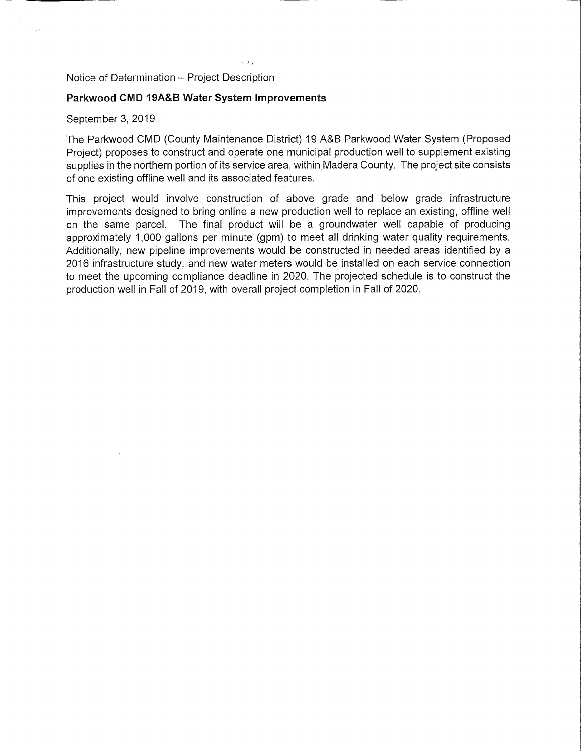Notice of Determination – Project Description

**Parkwood CMD 19A&B Water System Improvements**

September 3, 2019

The Parkwood CMD (County Maintenance District) 19 A&B Parkwood Water System (Proposed Project) proposes to construct and operate one municipal production well to supplement existing supplies in the northern portion of its service area, within Madera County. The project site consists of one existing offline well and its associated features.

This project would involve construction of above grade and below grade infrastructure improvements designed to bring online a new production well to replace an existing, offline well on the same parcel. The final product will be a groundwater well capable of producing approximately 1,000 gallons per minute (gpm) to meet all drinking water quality requirements. Additionally, new pipeline improvements would be constructed in needed areas identified by a 2016 infrastructure study, and new water meters would be installed on each service connection to meet the upcoming compliance deadline in 2020. The projected schedule is to construct the production well in Fall of 2019, with overall project completion in Fall of 2020.